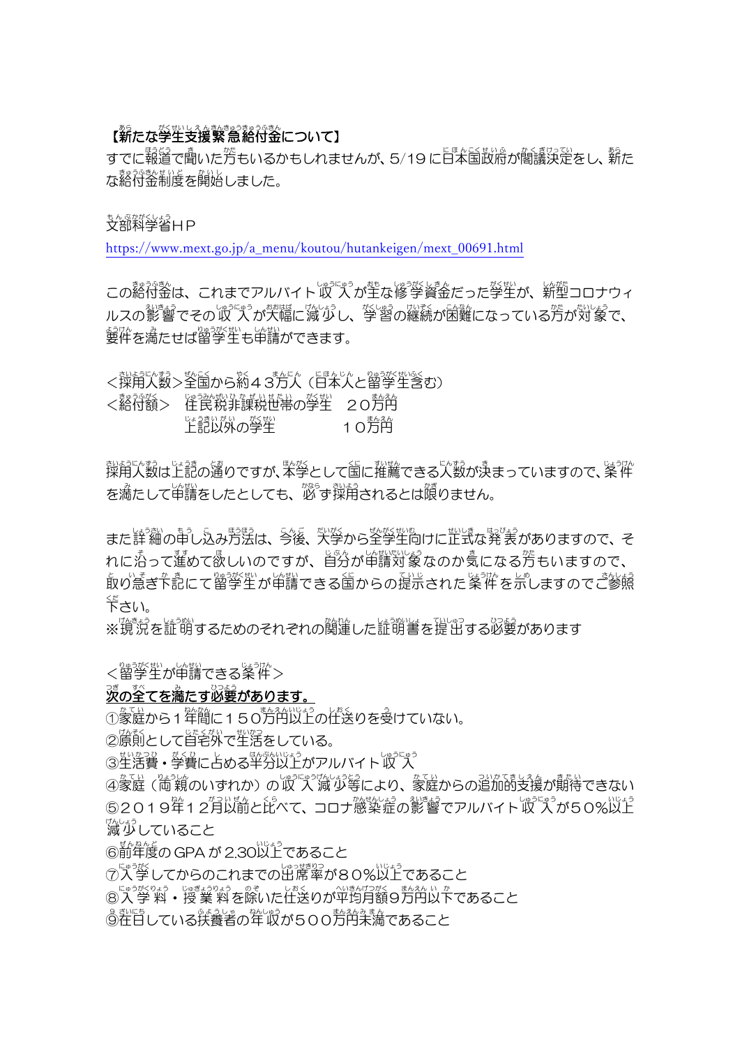【新たな学生支援緊急給付金について】

すでに報道で聞いた方もいるかもしれませんが、5/19 に日本国政府が閣議決定をし、新たな給付金制度を開始しました。

文部科学省HP

https://www.mext.go.jp/a_menu/koutou/hutankeigen/mext_00691.html

この給付金は、これまでアルバイト収入が主な修学資金だった学生が、新型コロナウィルスの影響でその収入が大幅に減少し、学習の継続が困難になっている方が対象で、要件を満たせば留学生も申請ができます。

＜採用人数＞全国から約４３万人（日本人と留学生含む）
＜給付額＞　住民税非課税世帯の学生　２０万円
　　　　　　上記以外の学生　　　　　１０万円

採用人数は上記の通りですが、本学として国に推薦できる人数が決まっていますので、条件を満たして申請をしたとしても、必ず採用されるとは限りません。

また詳細の申し込み方法は、今後、大学から全学生向けに正式な発表がありますので、それに沿って進めて欲しいのですが、自分が申請対象なのか気になる方もいますので、取り急ぎ下記にて留学生が申請できる国からの提示された条件を示しますのでご参照下さい。
※現況を証明するためのそれぞれの関連した証明書を提出する必要があります

＜留学生が申請できる条件＞
**次の全てを満たす必要があります。**
①家庭から１年間に１５０万円以上の仕送りを受けていない。
②原則として自宅外で生活をしている。
③生活費・学費に占める半分以上がアルバイト収入
④家庭（両親のいずれか）の収入減少等により、家庭からの追加的支援が期待できない
⑤２０１９年１２月以前と比べて、コロナ感染症の影響でアルバイト収入が５０%以上減少していること
⑥前年度の GPA が 2.30以上であること
⑦入学してからのこれまでの出席率が８０%以上であること
⑧入学料・授業料を除いた仕送りが平均月額９万円以下であること
⑨在日している扶養者の年収が５００万円未満であること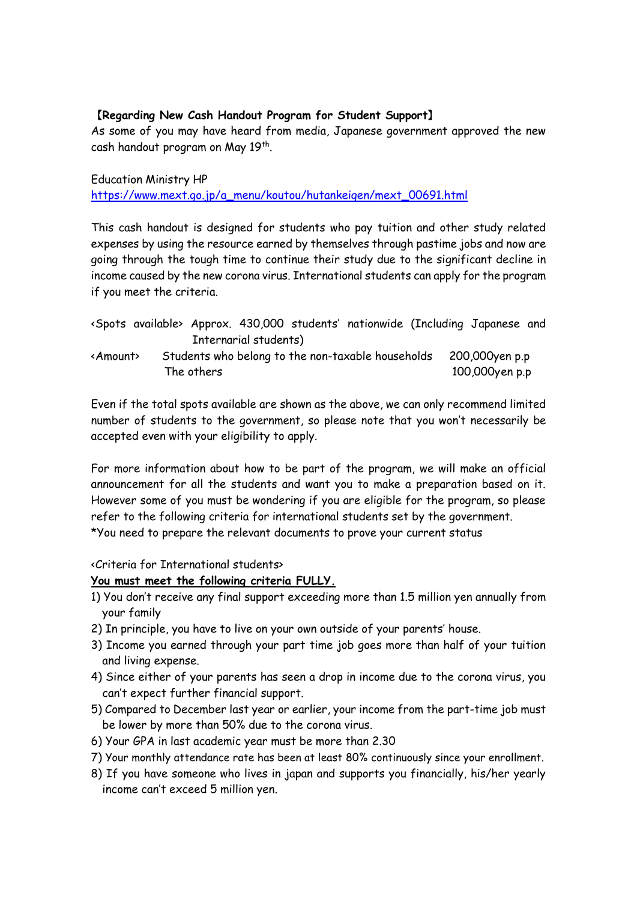**【Regarding New Cash Handout Program for Student Support】**

As some of you may have heard from media, Japanese government approved the new cash handout program on May 19th.

Education Ministry HP
https://www.mext.go.jp/a_menu/koutou/hutankeigen/mext_00691.html

This cash handout is designed for students who pay tuition and other study related expenses by using the resource earned by themselves through pastime jobs and now are going through the tough time to continue their study due to the significant decline in income caused by the new corona virus. International students can apply for the program if you meet the criteria.

<Spots available> Approx. 430,000 students' nationwide (Including Japanese and Internarial students)

<Amount> Students who belong to the non-taxable households 200,000yen p.p
The others 100,000yen p.p

Even if the total spots available are shown as the above, we can only recommend limited number of students to the government, so please note that you won't necessarily be accepted even with your eligibility to apply.

For more information about how to be part of the program, we will make an official announcement for all the students and want you to make a preparation based on it. However some of you must be wondering if you are eligible for the program, so please refer to the following criteria for international students set by the government.
*You need to prepare the relevant documents to prove your current status

<Criteria for International students>

**You must meet the following criteria FULLY.**

1) You don't receive any final support exceeding more than 1.5 million yen annually from your family
2) In principle, you have to live on your own outside of your parents' house.
3) Income you earned through your part time job goes more than half of your tuition and living expense.
4) Since either of your parents has seen a drop in income due to the corona virus, you can't expect further financial support.
5) Compared to December last year or earlier, your income from the part-time job must be lower by more than 50% due to the corona virus.
6) Your GPA in last academic year must be more than 2.30
7) Your monthly attendance rate has been at least 80% continuously since your enrollment.
8) If you have someone who lives in japan and supports you financially, his/her yearly income can't exceed 5 million yen.